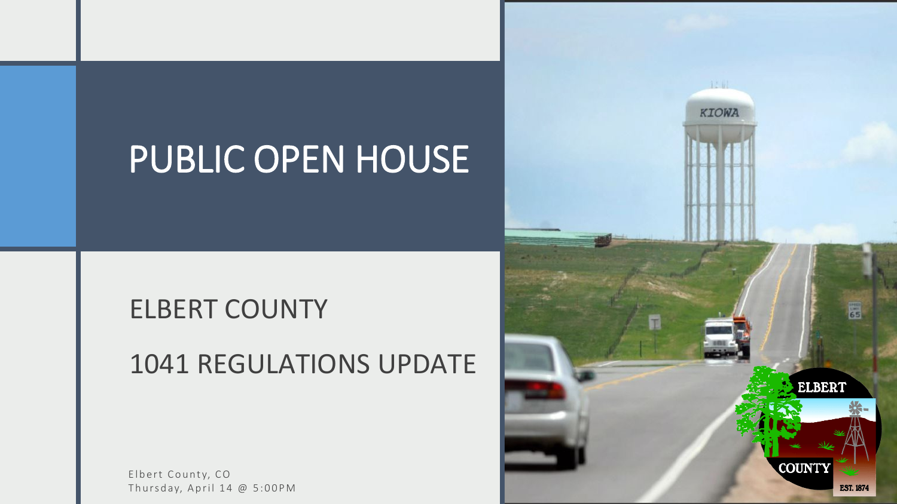# PUBLIC OPEN HOUSE

## ELBERT COUNTY

## 1041 REGULATIONS UPDATE

Elbert County, CO
Thursday, April 14 @ 5:00PM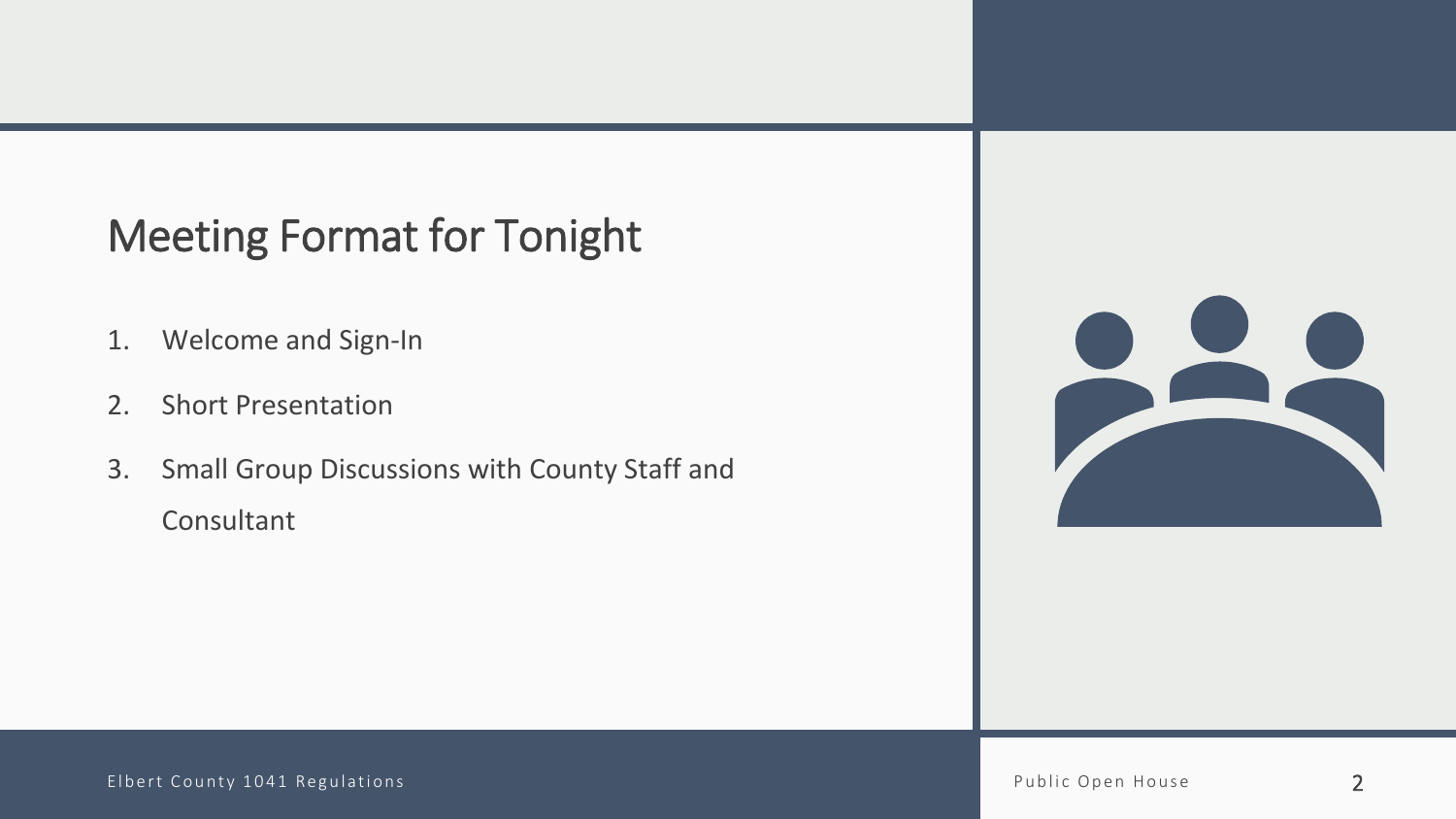# Meeting Format for Tonight

1. Welcome and Sign-In
2. Short Presentation
3. Small Group Discussions with County Staff and Consultant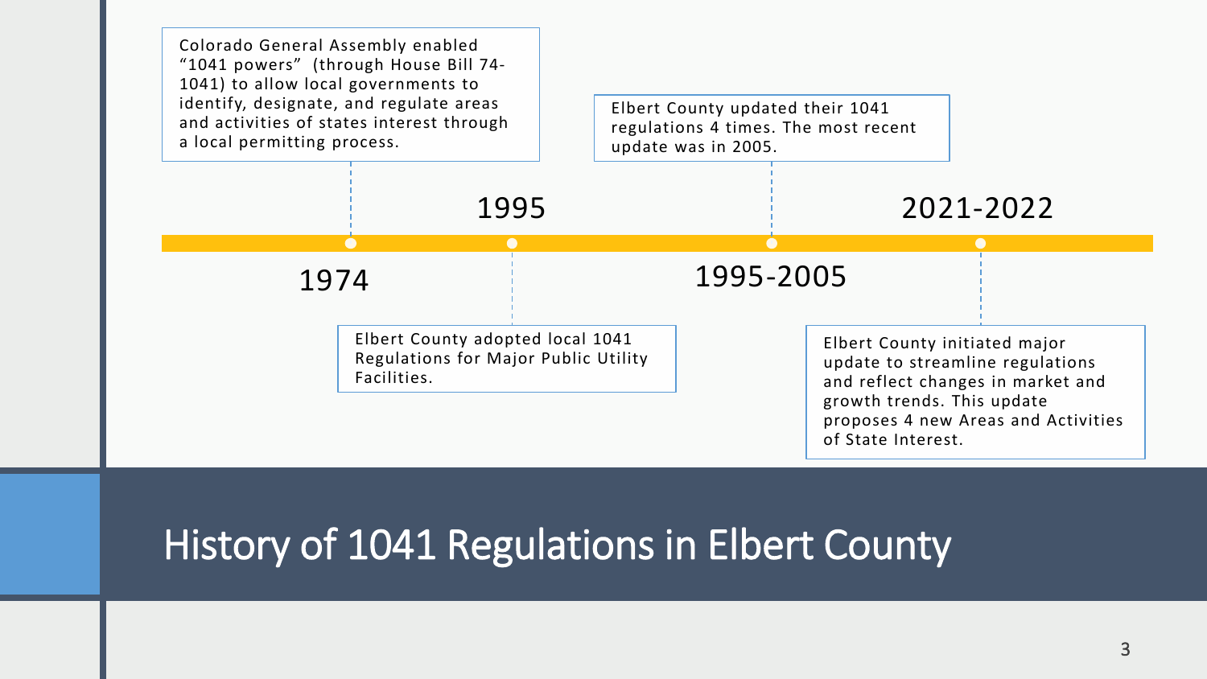# History of 1041 Regulations in Elbert County

**1974**
Colorado General Assembly enabled “1041 powers” (through House Bill 74-1041) to allow local governments to identify, designate, and regulate areas and activities of states interest through a local permitting process.

**1995**
Elbert County adopted local 1041 Regulations for Major Public Utility Facilities.

**1995-2005**
Elbert County updated their 1041 regulations 4 times. The most recent update was in 2005.

**2021-2022**
Elbert County initiated major update to streamline regulations and reflect changes in market and growth trends. This update proposes 4 new Areas and Activities of State Interest.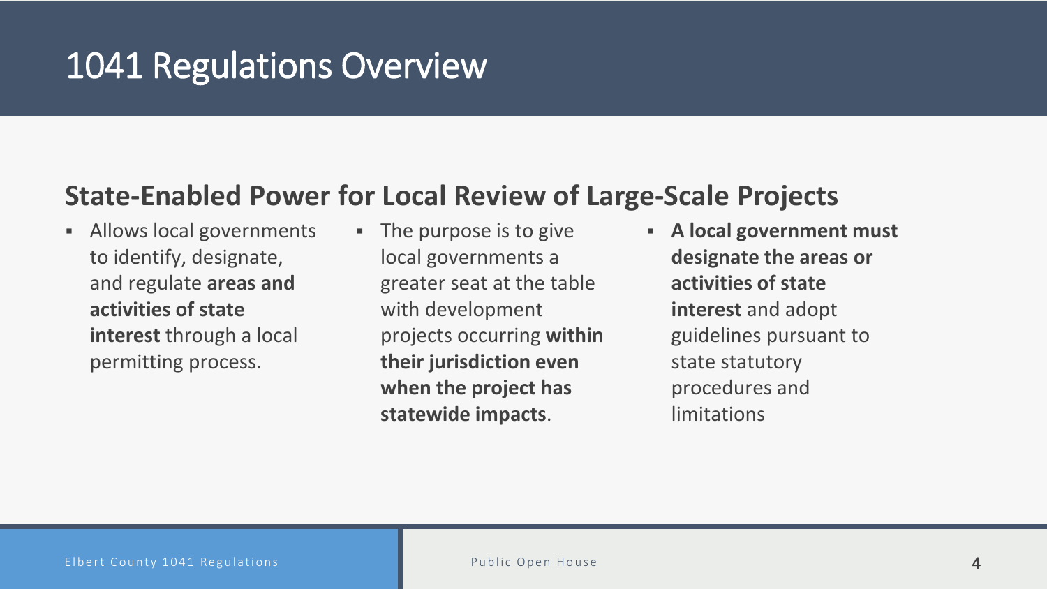# 1041 Regulations Overview

## State-Enabled Power for Local Review of Large-Scale Projects

- Allows local governments to identify, designate, and regulate **areas and activities of state interest** through a local permitting process.
- The purpose is to give local governments a greater seat at the table with development projects occurring **within their jurisdiction even when the project has statewide impacts**.
- **A local government must designate the areas or activities of state interest** and adopt guidelines pursuant to state statutory procedures and limitations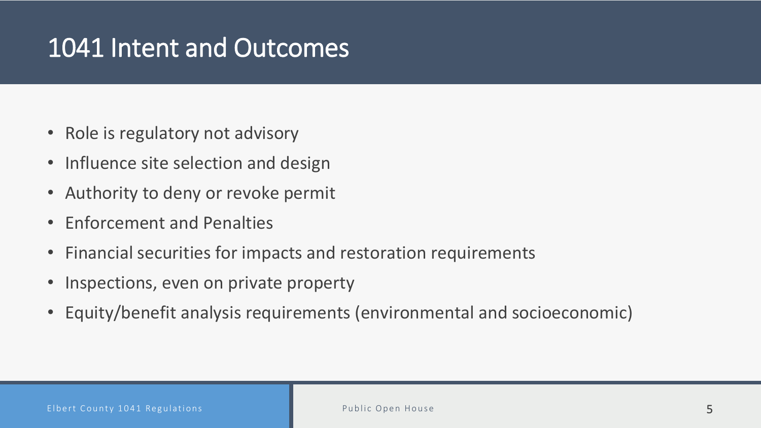# 1041 Intent and Outcomes

- Role is regulatory not advisory
- Influence site selection and design
- Authority to deny or revoke permit
- Enforcement and Penalties
- Financial securities for impacts and restoration requirements
- Inspections, even on private property
- Equity/benefit analysis requirements (environmental and socioeconomic)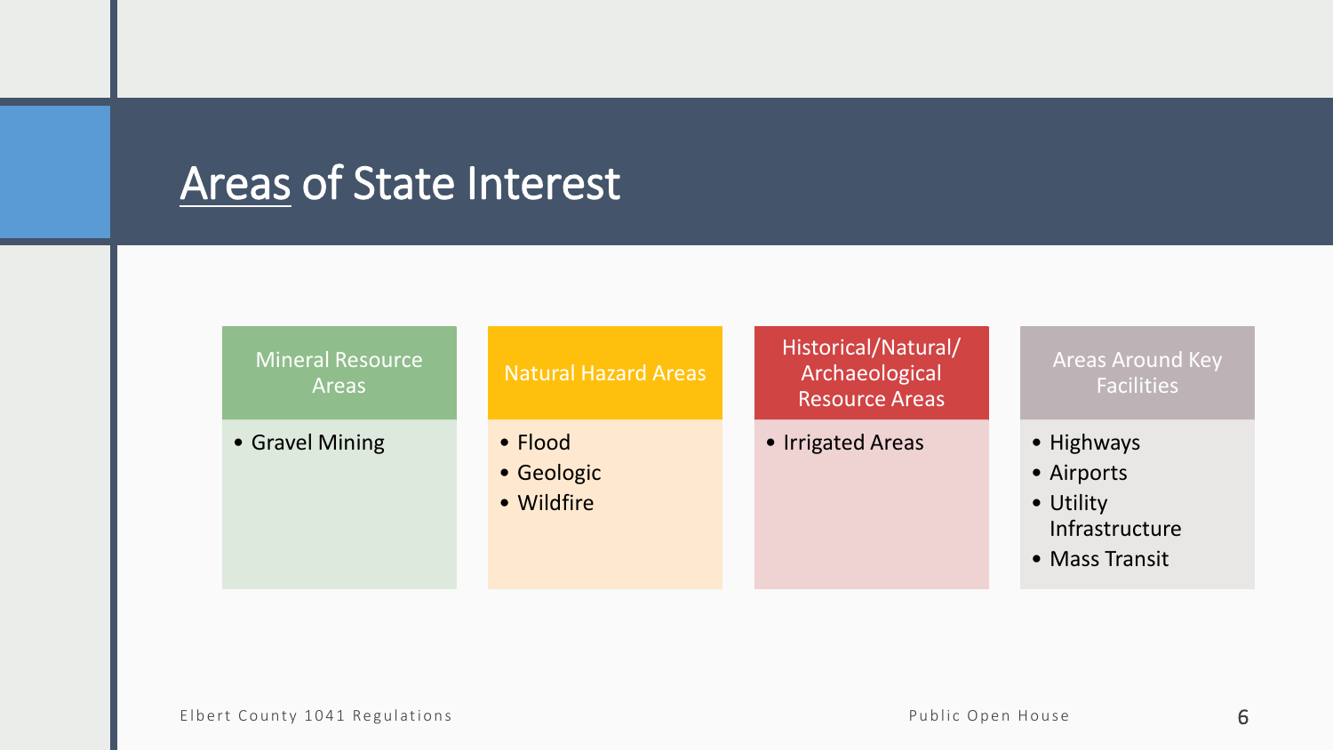# Areas of State Interest

### Mineral Resource Areas

- Gravel Mining

### Natural Hazard Areas

- Flood
- Geologic
- Wildfire

### Historical/Natural/Archaeological Resource Areas

- Irrigated Areas

### Areas Around Key Facilities

- Highways
- Airports
- Utility Infrastructure
- Mass Transit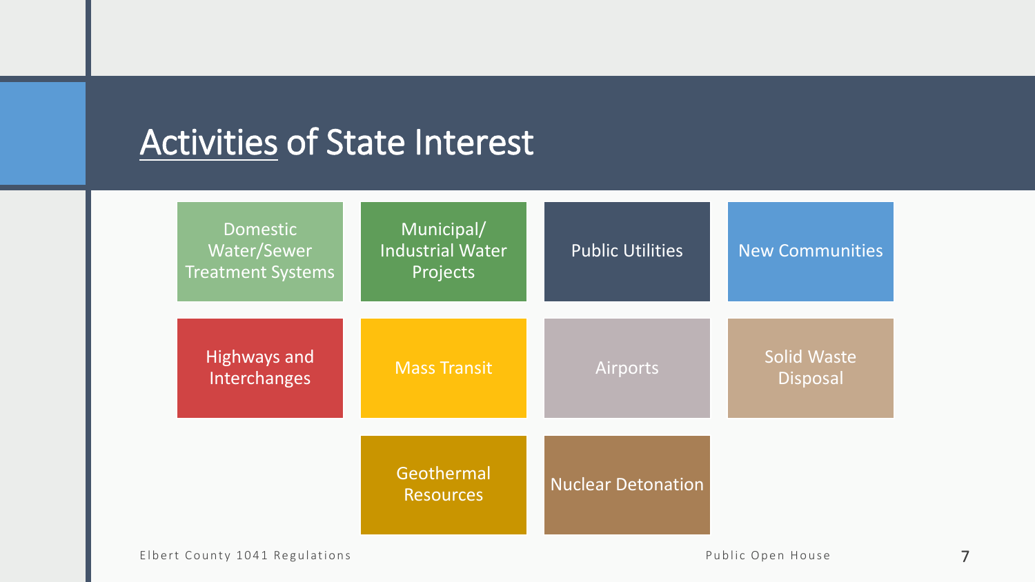# Activities of State Interest

- Domestic Water/Sewer Treatment Systems
- Municipal/ Industrial Water Projects
- Public Utilities
- New Communities
- Highways and Interchanges
- Mass Transit
- Airports
- Solid Waste Disposal
- Geothermal Resources
- Nuclear Detonation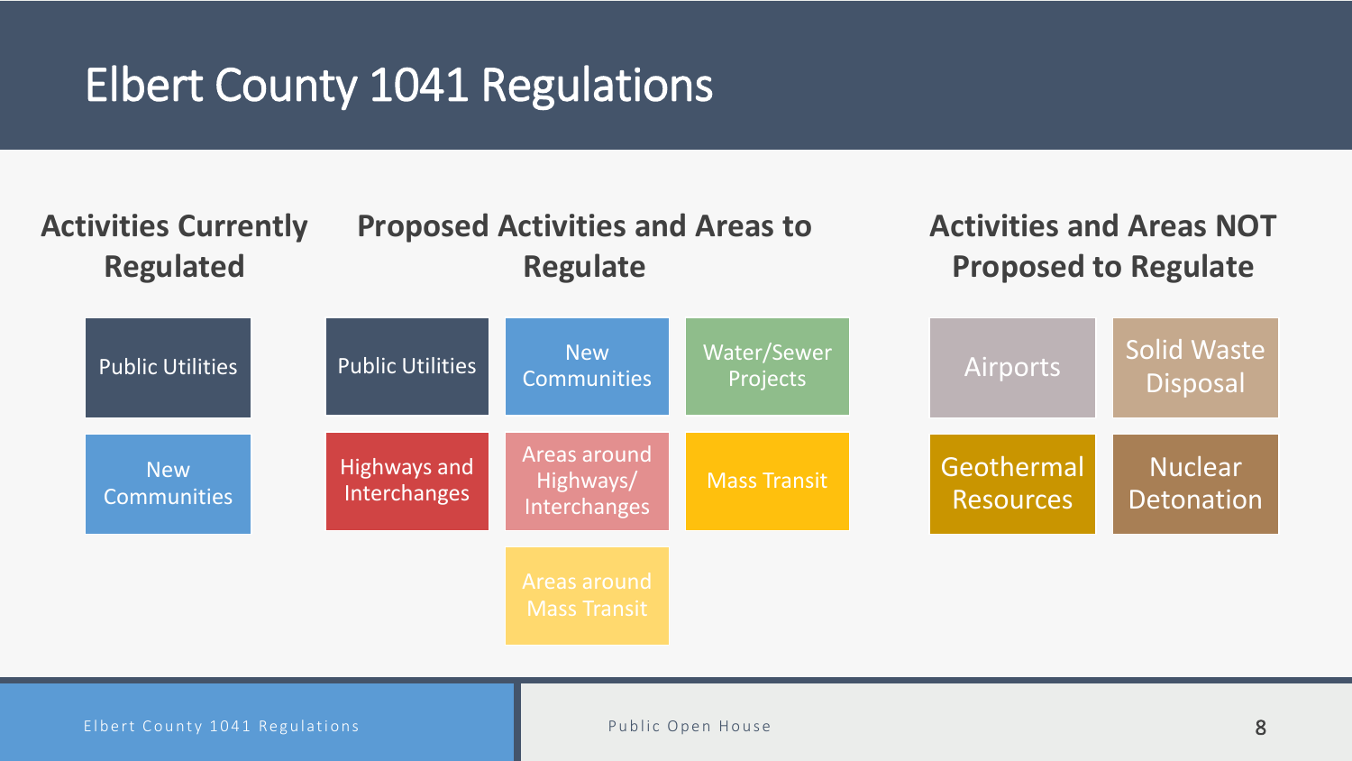# Elbert County 1041 Regulations

## Activities Currently Regulated

- Public Utilities
- New Communities

## Proposed Activities and Areas to Regulate

- Public Utilities
- New Communities
- Water/Sewer Projects
- Highways and Interchanges
- Areas around Highways/ Interchanges
- Mass Transit
- Areas around Mass Transit

## Activities and Areas NOT Proposed to Regulate

- Airports
- Solid Waste Disposal
- Geothermal Resources
- Nuclear Detonation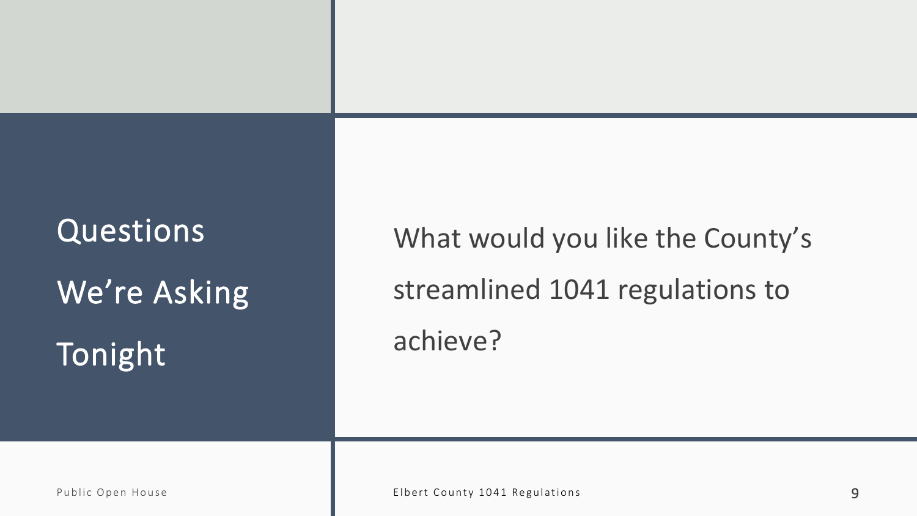## Questions We're Asking Tonight

What would you like the County's streamlined 1041 regulations to achieve?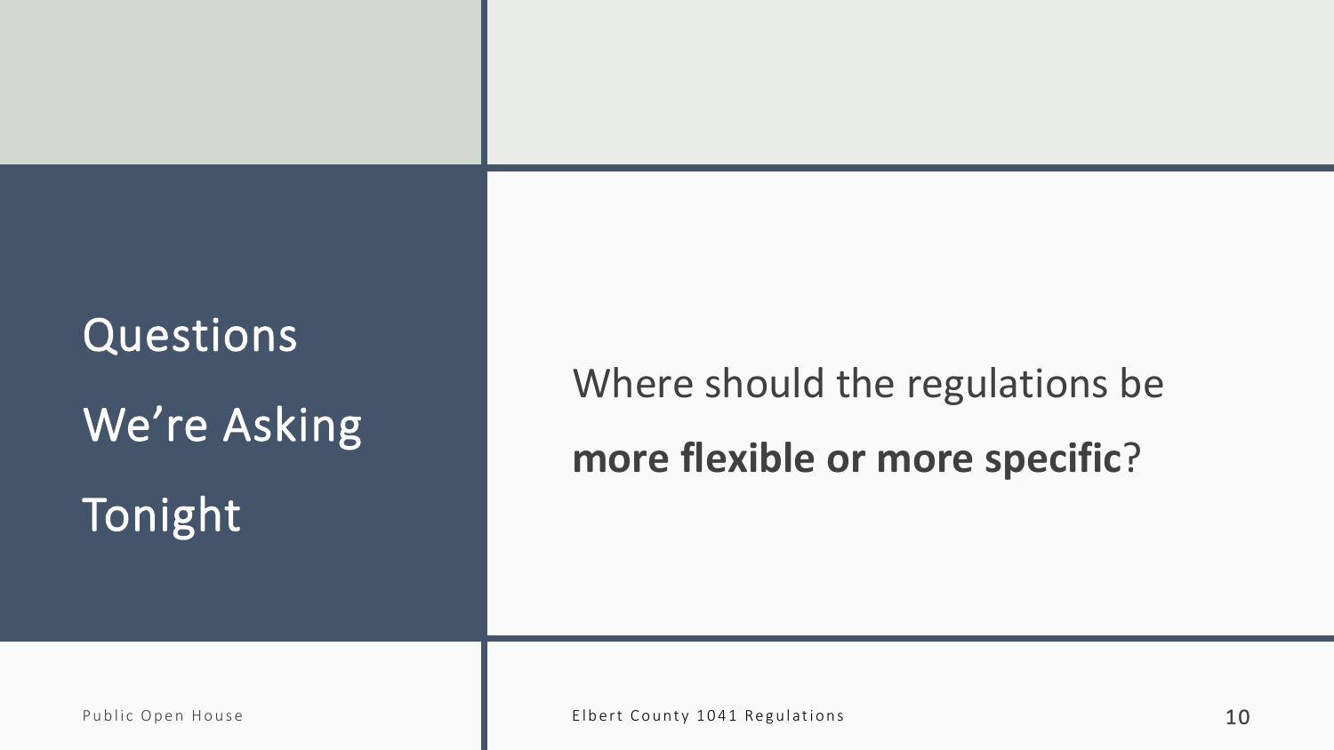# Questions We're Asking Tonight

Where should the regulations be **more flexible or more specific**?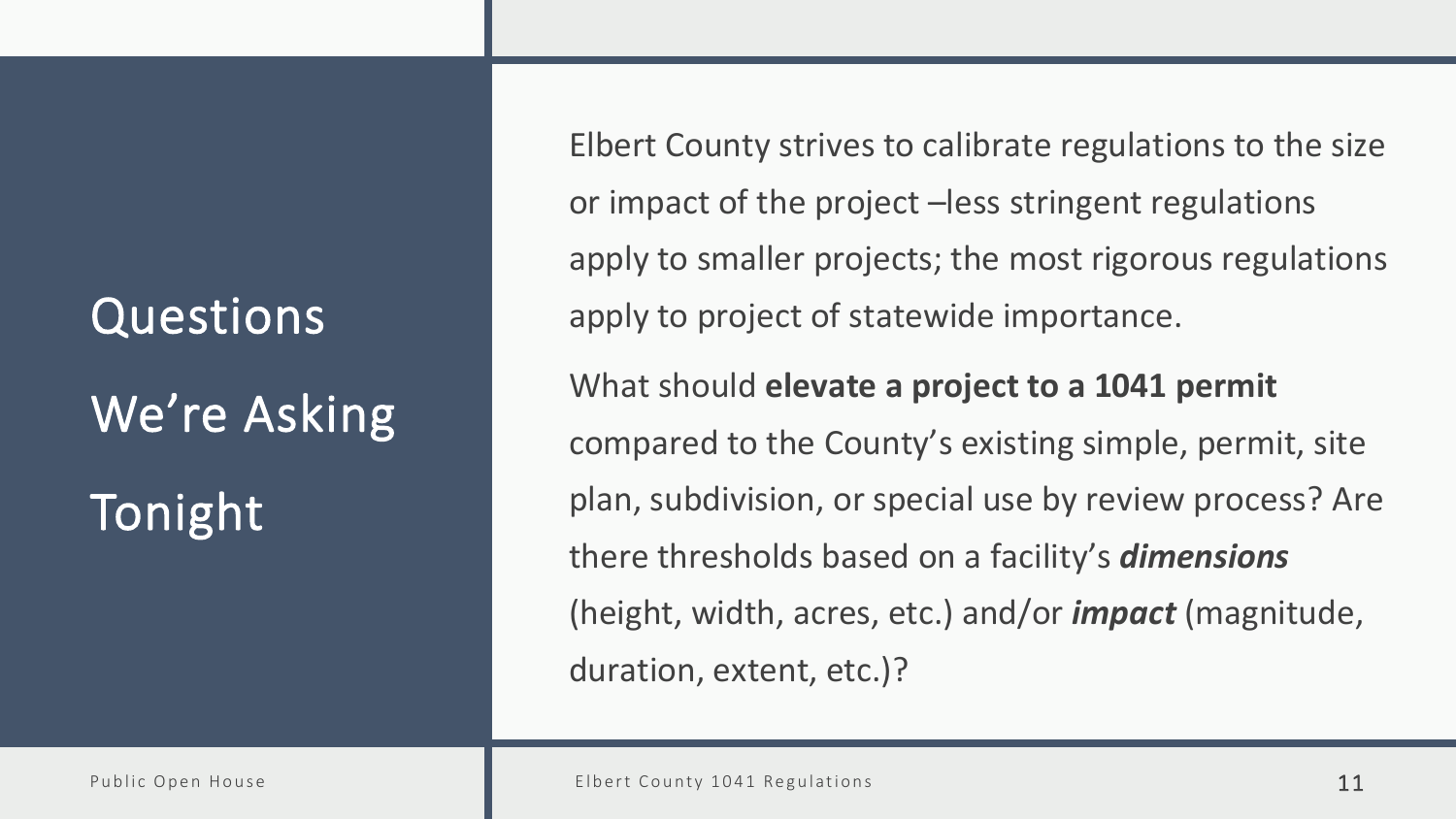# Questions We're Asking Tonight

Elbert County strives to calibrate regulations to the size or impact of the project –less stringent regulations apply to smaller projects; the most rigorous regulations apply to project of statewide importance.

What should **elevate a project to a 1041 permit** compared to the County's existing simple, permit, site plan, subdivision, or special use by review process? Are there thresholds based on a facility's ***dimensions*** (height, width, acres, etc.) and/or ***impact*** (magnitude, duration, extent, etc.)?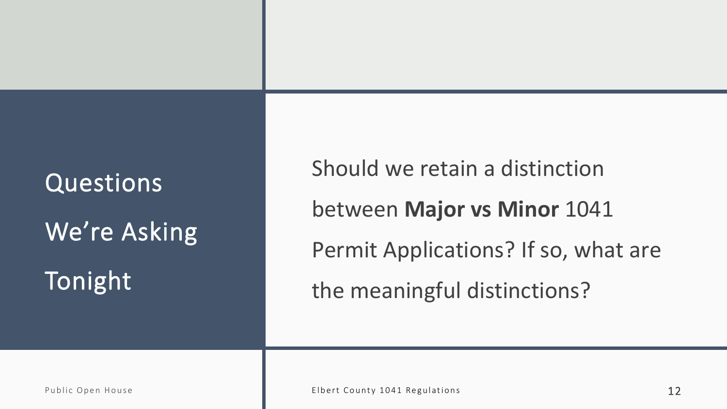## Questions We're Asking Tonight

Should we retain a distinction between **Major vs Minor** 1041 Permit Applications? If so, what are the meaningful distinctions?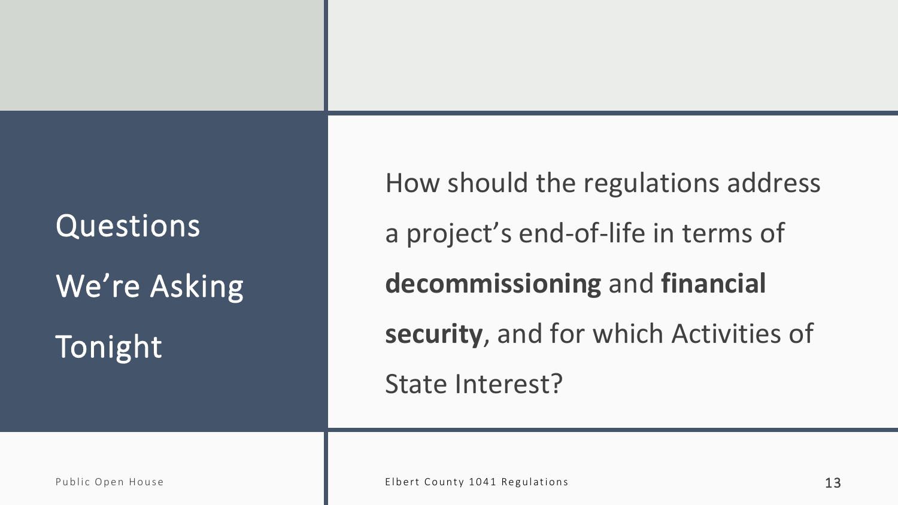# Questions We're Asking Tonight

How should the regulations address a project's end-of-life in terms of **decommissioning** and **financial security**, and for which Activities of State Interest?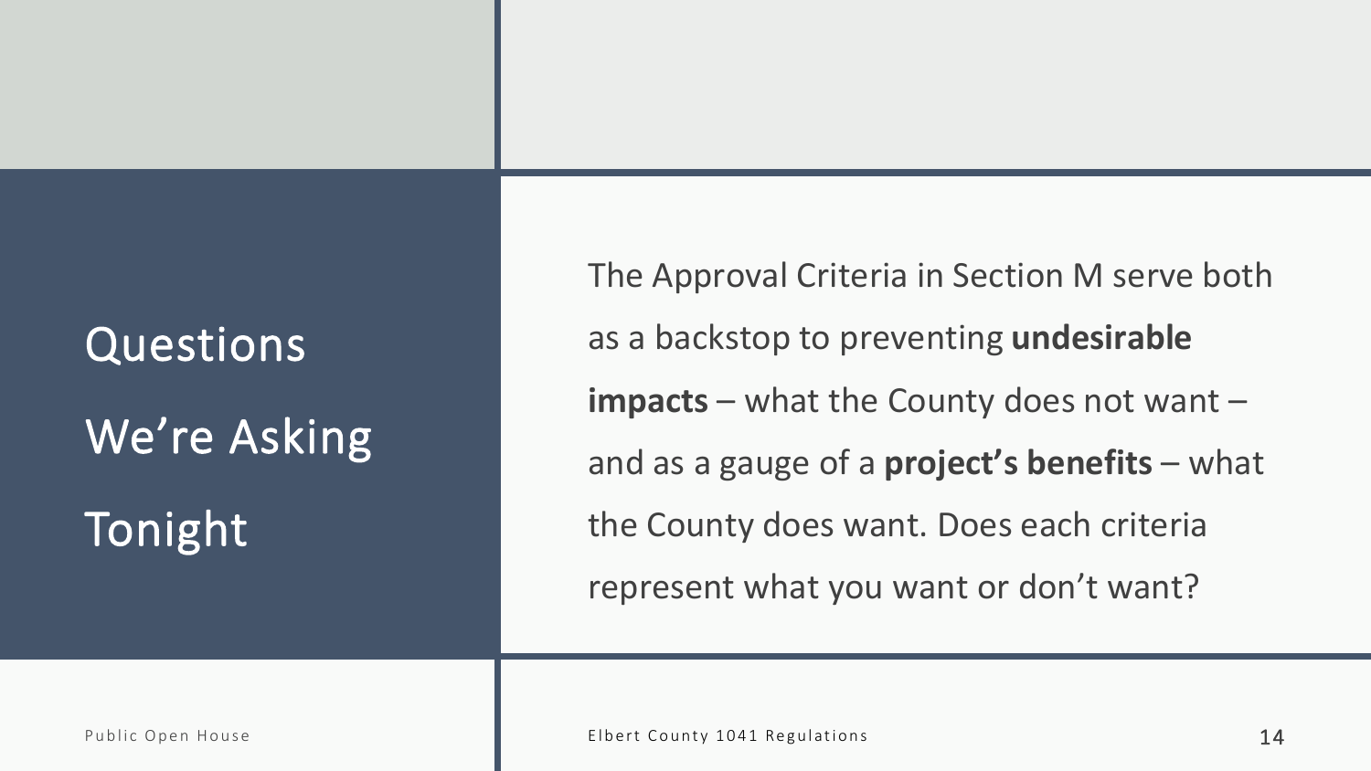# Questions We're Asking Tonight

The Approval Criteria in Section M serve both as a backstop to preventing **undesirable impacts** – what the County does not want – and as a gauge of a **project's benefits** – what the County does want. Does each criteria represent what you want or don't want?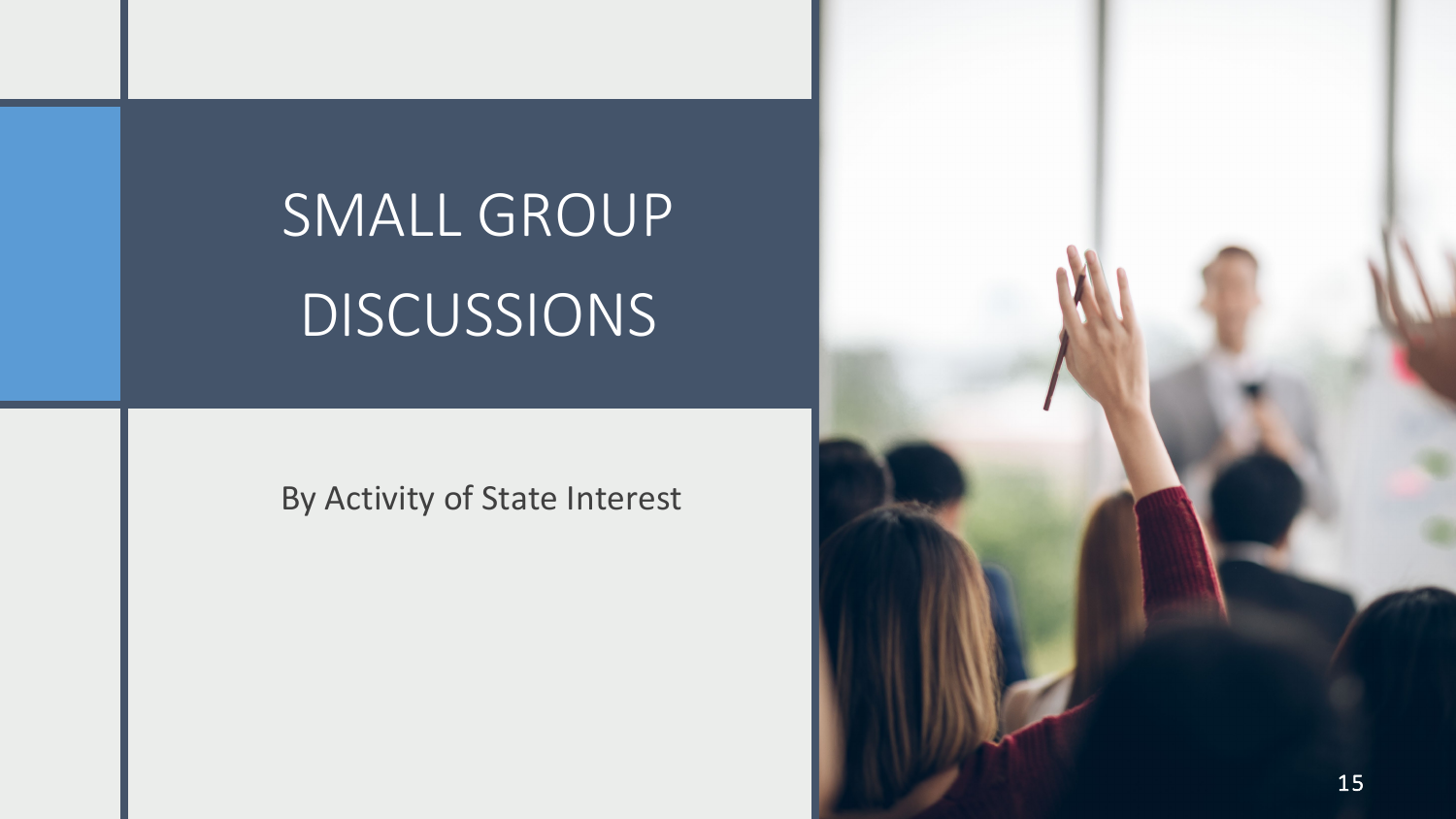# SMALL GROUP DISCUSSIONS

By Activity of State Interest